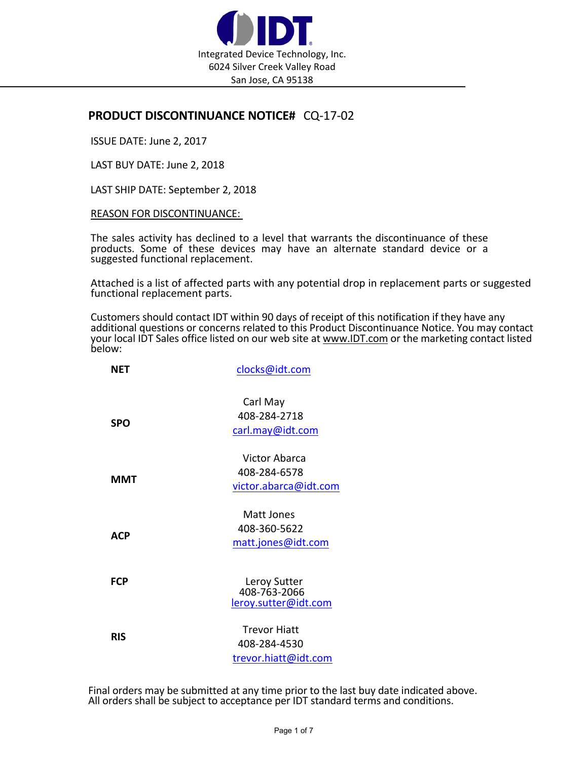IDT

Integrated Device Technology, Inc.
6024 Silver Creek Valley Road
San Jose, CA 95138

## PRODUCT DISCONTINUANCE NOTICE# CQ-17-02

ISSUE DATE: June 2, 2017

LAST BUY DATE: June 2, 2018

LAST SHIP DATE: September 2, 2018

REASON FOR DISCONTINUANCE:

The sales activity has declined to a level that warrants the discontinuance of these products. Some of these devices may have an alternate standard device or a suggested functional replacement.

Attached is a list of affected parts with any potential drop in replacement parts or suggested functional replacement parts.

Customers should contact IDT within 90 days of receipt of this notification if they have any additional questions or concerns related to this Product Discontinuance Notice. You may contact your local IDT Sales office listed on our web site at www.IDT.com or the marketing contact listed below:

| | |
|---|---|
| **NET** | clocks@idt.com |
| **SPO** | Carl May<br>408-284-2718<br>carl.may@idt.com |
| **MMT** | Victor Abarca<br>408-284-6578<br>victor.abarca@idt.com |
| **ACP** | Matt Jones<br>408-360-5622<br>matt.jones@idt.com |
| **FCP** | Leroy Sutter<br>408-763-2066<br>leroy.sutter@idt.com |
| **RIS** | Trevor Hiatt<br>408-284-4530<br>trevor.hiatt@idt.com |

Final orders may be submitted at any time prior to the last buy date indicated above.
All orders shall be subject to acceptance per IDT standard terms and conditions.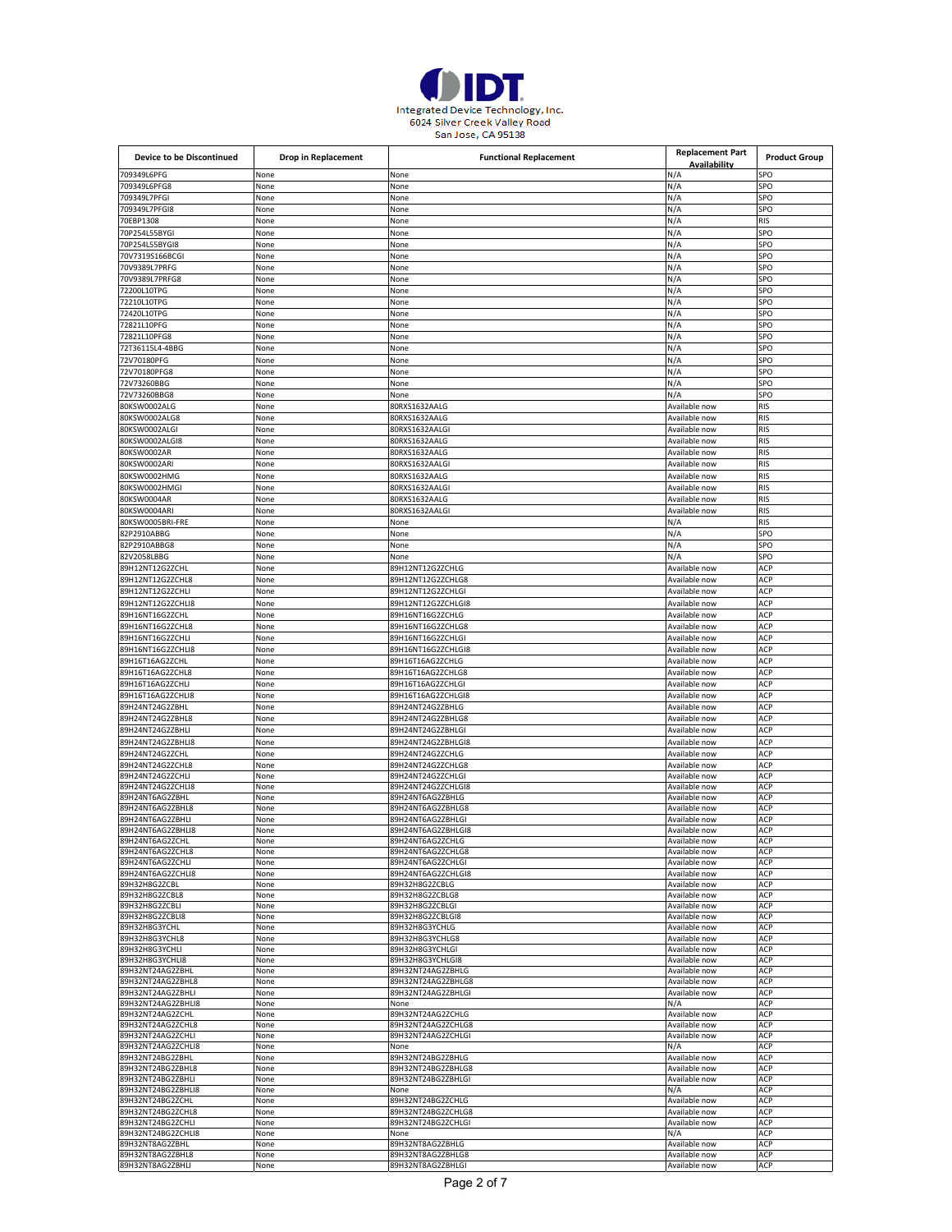Integrated Device Technology, Inc.
6024 Silver Creek Valley Road
San Jose, CA 95138

| Device to be Discontinued | Drop in Replacement | Functional Replacement | Replacement Part Availability | Product Group |
|---|---|---|---|---|
| 709349L6PFG | None | None | N/A | SPO |
| 709349L6PFG8 | None | None | N/A | SPO |
| 709349L7PFGI | None | None | N/A | SPO |
| 709349L7PFGI8 | None | None | N/A | SPO |
| 70EBP1308 | None | None | N/A | RIS |
| 70P254L55BYGI | None | None | N/A | SPO |
| 70P254L55BYGI8 | None | None | N/A | SPO |
| 70V7319S166BCGI | None | None | N/A | SPO |
| 70V9389L7PRFG | None | None | N/A | SPO |
| 70V9389L7PRFG8 | None | None | N/A | SPO |
| 72200L10TPG | None | None | N/A | SPO |
| 72210L10TPG | None | None | N/A | SPO |
| 72420L10TPG | None | None | N/A | SPO |
| 72821L10PFG | None | None | N/A | SPO |
| 72821L10PFG8 | None | None | N/A | SPO |
| 72T36115L4-4BBG | None | None | N/A | SPO |
| 72V70180PFG | None | None | N/A | SPO |
| 72V70180PFG8 | None | None | N/A | SPO |
| 72V73260BBG | None | None | N/A | SPO |
| 72V73260BBG8 | None | None | N/A | SPO |
| 80KSW0002ALG | None | 80RXS1632AALG | Available now | RIS |
| 80KSW0002ALG8 | None | 80RXS1632AALG | Available now | RIS |
| 80KSW0002ALGI | None | 80RXS1632AALGI | Available now | RIS |
| 80KSW0002ALGI8 | None | 80RXS1632AALG | Available now | RIS |
| 80KSW0002AR | None | 80RXS1632AALG | Available now | RIS |
| 80KSW0002ARI | None | 80RXS1632AALGI | Available now | RIS |
| 80KSW0002HMG | None | 80RXS1632AALG | Available now | RIS |
| 80KSW0002HMGI | None | 80RXS1632AALGI | Available now | RIS |
| 80KSW0004AR | None | 80RXS1632AALG | Available now | RIS |
| 80KSW0004ARI | None | 80RXS1632AALGI | Available now | RIS |
| 80KSW0005BRI-FRE | None | None | N/A | RIS |
| 82P2910ABBG | None | None | N/A | SPO |
| 82P2910ABBG8 | None | None | N/A | SPO |
| 82V2058LBBG | None | None | N/A | SPO |
| 89H12NT12G2ZCHL | None | 89H12NT12G2ZCHLG | Available now | ACP |
| 89H12NT12G2ZCHL8 | None | 89H12NT12G2ZCHLG8 | Available now | ACP |
| 89H12NT12G2ZCHLI | None | 89H12NT12G2ZCHLGI | Available now | ACP |
| 89H12NT12G2ZCHLI8 | None | 89H12NT12G2ZCHLGI8 | Available now | ACP |
| 89H16NT16G2ZCHL | None | 89H16NT16G2ZCHLG | Available now | ACP |
| 89H16NT16G2ZCHL8 | None | 89H16NT16G2ZCHLG8 | Available now | ACP |
| 89H16NT16G2ZCHLI | None | 89H16NT16G2ZCHLGI | Available now | ACP |
| 89H16NT16G2ZCHLI8 | None | 89H16NT16G2ZCHLGI8 | Available now | ACP |
| 89H16T16AG2ZCHL | None | 89H16T16AG2ZCHLG | Available now | ACP |
| 89H16T16AG2ZCHL8 | None | 89H16T16AG2ZCHLG8 | Available now | ACP |
| 89H16T16AG2ZCHLI | None | 89H16T16AG2ZCHLGI | Available now | ACP |
| 89H16T16AG2ZCHLI8 | None | 89H16T16AG2ZCHLGI8 | Available now | ACP |
| 89H24NT24G2ZBHL | None | 89H24NT24G2ZBHLG | Available now | ACP |
| 89H24NT24G2ZBHL8 | None | 89H24NT24G2ZBHLG8 | Available now | ACP |
| 89H24NT24G2ZBHLI | None | 89H24NT24G2ZBHLGI | Available now | ACP |
| 89H24NT24G2ZBHLI8 | None | 89H24NT24G2ZBHLGI8 | Available now | ACP |
| 89H24NT24G2ZCHL | None | 89H24NT24G2ZCHLG | Available now | ACP |
| 89H24NT24G2ZCHL8 | None | 89H24NT24G2ZCHLG8 | Available now | ACP |
| 89H24NT24G2ZCHLI | None | 89H24NT24G2ZCHLGI | Available now | ACP |
| 89H24NT24G2ZCHLI8 | None | 89H24NT24G2ZCHLGI8 | Available now | ACP |
| 89H24NT6AG2ZBHL | None | 89H24NT6AG2ZBHLG | Available now | ACP |
| 89H24NT6AG2ZBHL8 | None | 89H24NT6AG2ZBHLG8 | Available now | ACP |
| 89H24NT6AG2ZBHLI | None | 89H24NT6AG2ZBHLGI | Available now | ACP |
| 89H24NT6AG2ZBHLI8 | None | 89H24NT6AG2ZBHLGI8 | Available now | ACP |
| 89H24NT6AG2ZCHL | None | 89H24NT6AG2ZCHLG | Available now | ACP |
| 89H24NT6AG2ZCHL8 | None | 89H24NT6AG2ZCHLG8 | Available now | ACP |
| 89H24NT6AG2ZCHLI | None | 89H24NT6AG2ZCHLGI | Available now | ACP |
| 89H24NT6AG2ZCHLI8 | None | 89H24NT6AG2ZCHLGI8 | Available now | ACP |
| 89H32H8G2ZCBL | None | 89H32H8G2ZCBLG | Available now | ACP |
| 89H32H8G2ZCBL8 | None | 89H32H8G2ZCBLG8 | Available now | ACP |
| 89H32H8G2ZCBLI | None | 89H32H8G2ZCBLGI | Available now | ACP |
| 89H32H8G2ZCBLI8 | None | 89H32H8G2ZCBLGI8 | Available now | ACP |
| 89H32H8G3YCHL | None | 89H32H8G3YCHLG | Available now | ACP |
| 89H32H8G3YCHL8 | None | 89H32H8G3YCHLG8 | Available now | ACP |
| 89H32H8G3YCHLI | None | 89H32H8G3YCHLGI | Available now | ACP |
| 89H32H8G3YCHLI8 | None | 89H32H8G3YCHLGI8 | Available now | ACP |
| 89H32NT24AG2ZBHL | None | 89H32NT24AG2ZBHLG | Available now | ACP |
| 89H32NT24AG2ZBHL8 | None | 89H32NT24AG2ZBHLG8 | Available now | ACP |
| 89H32NT24AG2ZBHLI | None | 89H32NT24AG2ZBHLGI | Available now | ACP |
| 89H32NT24AG2ZBHLI8 | None | None | N/A | ACP |
| 89H32NT24AG2ZCHL | None | 89H32NT24AG2ZCHLG | Available now | ACP |
| 89H32NT24AG2ZCHL8 | None | 89H32NT24AG2ZCHLG8 | Available now | ACP |
| 89H32NT24AG2ZCHLI | None | 89H32NT24AG2ZCHLGI | Available now | ACP |
| 89H32NT24AG2ZCHLI8 | None | None | N/A | ACP |
| 89H32NT24BG2ZBHL | None | 89H32NT24BG2ZBHLG | Available now | ACP |
| 89H32NT24BG2ZBHL8 | None | 89H32NT24BG2ZBHLG8 | Available now | ACP |
| 89H32NT24BG2ZBHLI | None | 89H32NT24BG2ZBHLGI | Available now | ACP |
| 89H32NT24BG2ZBHLI8 | None | None | N/A | ACP |
| 89H32NT24BG2ZCHL | None | 89H32NT24BG2ZCHLG | Available now | ACP |
| 89H32NT24BG2ZCHL8 | None | 89H32NT24BG2ZCHLG8 | Available now | ACP |
| 89H32NT24BG2ZCHLI | None | 89H32NT24BG2ZCHLGI | Available now | ACP |
| 89H32NT24BG2ZCHLI8 | None | None | N/A | ACP |
| 89H32NT8AG2ZBHL | None | 89H32NT8AG2ZBHLG | Available now | ACP |
| 89H32NT8AG2ZBHL8 | None | 89H32NT8AG2ZBHLG8 | Available now | ACP |
| 89H32NT8AG2ZBHLI | None | 89H32NT8AG2ZBHLGI | Available now | ACP |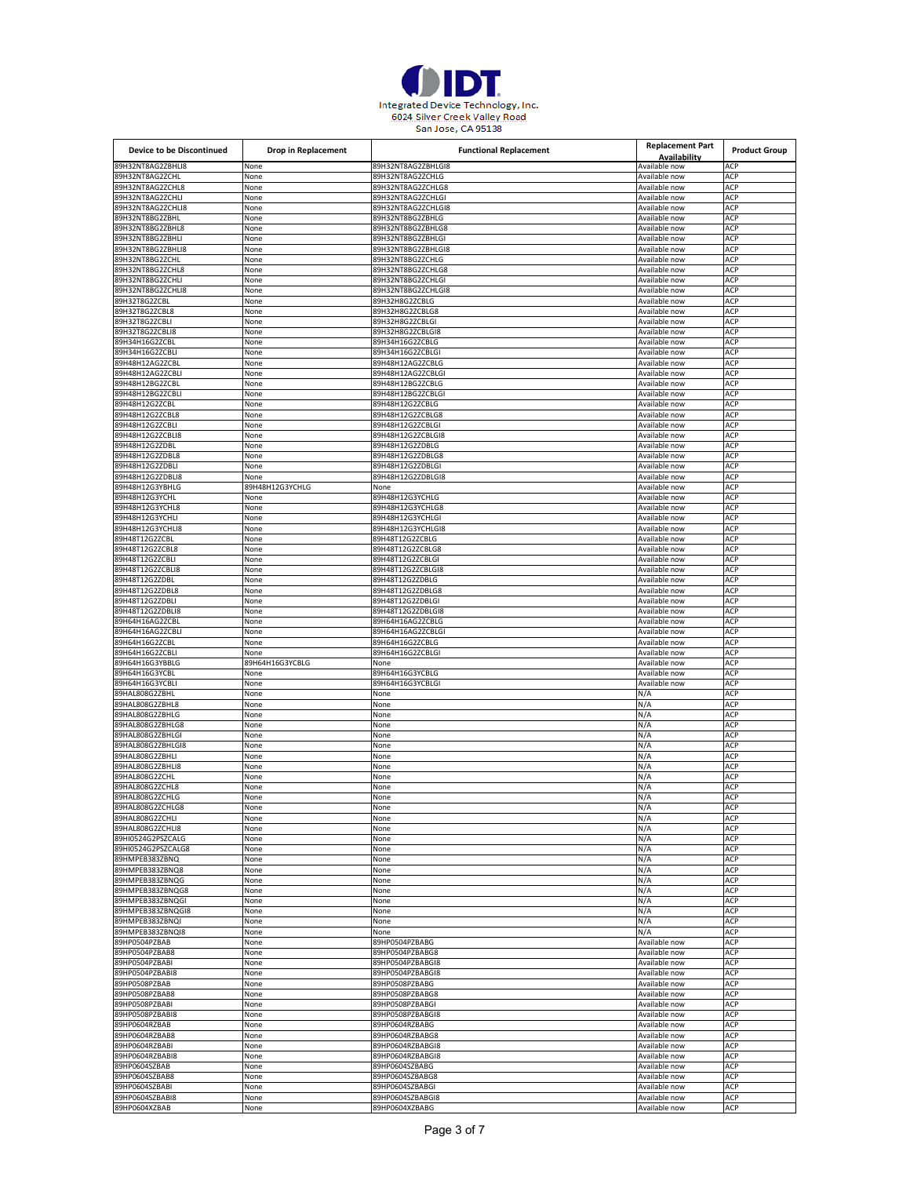Integrated Device Technology, Inc.
6024 Silver Creek Valley Road
San Jose, CA 95138

| Device to be Discontinued | Drop in Replacement | Functional Replacement | Replacement Part Availability | Product Group |
|---|---|---|---|---|
| 89H32NT8AG2ZBHLI8 | None | 89H32NT8AG2ZBHLGI8 | Available now | ACP |
| 89H32NT8AG2ZCHL | None | 89H32NT8AG2ZCHLG | Available now | ACP |
| 89H32NT8AG2ZCHL8 | None | 89H32NT8AG2ZCHLG8 | Available now | ACP |
| 89H32NT8AG2ZCHLI | None | 89H32NT8AG2ZCHLGI | Available now | ACP |
| 89H32NT8AG2ZCHLI8 | None | 89H32NT8AG2ZCHLGI8 | Available now | ACP |
| 89H32NT8BG2ZBHL | None | 89H32NT8BG2ZBHLG | Available now | ACP |
| 89H32NT8BG2ZBHL8 | None | 89H32NT8BG2ZBHLG8 | Available now | ACP |
| 89H32NT8BG2ZBHLI | None | 89H32NT8BG2ZBHLGI | Available now | ACP |
| 89H32NT8BG2ZBHLI8 | None | 89H32NT8BG2ZBHLGI8 | Available now | ACP |
| 89H32NT8BG2ZCHL | None | 89H32NT8BG2ZCHLG | Available now | ACP |
| 89H32NT8BG2ZCHL8 | None | 89H32NT8BG2ZCHLG8 | Available now | ACP |
| 89H32NT8BG2ZCHLI | None | 89H32NT8BG2ZCHLGI | Available now | ACP |
| 89H32NT8BG2ZCHLI8 | None | 89H32NT8BG2ZCHLGI8 | Available now | ACP |
| 89H32T8G2ZCBL | None | 89H32H8G2ZCBLG | Available now | ACP |
| 89H32T8G2ZCBL8 | None | 89H32H8G2ZCBLG8 | Available now | ACP |
| 89H32T8G2ZCBLI | None | 89H32H8G2ZCBLGI | Available now | ACP |
| 89H32T8G2ZCBLI8 | None | 89H32H8G2ZCBLGI8 | Available now | ACP |
| 89H34H16G2ZCBL | None | 89H34H16G2ZCBLG | Available now | ACP |
| 89H34H16G2ZCBLI | None | 89H34H16G2ZCBLGI | Available now | ACP |
| 89H48H12AG2ZCBL | None | 89H48H12AG2ZCBLG | Available now | ACP |
| 89H48H12AG2ZCBLI | None | 89H48H12AG2ZCBLGI | Available now | ACP |
| 89H48H12BG2ZCBL | None | 89H48H12BG2ZCBLG | Available now | ACP |
| 89H48H12BG2ZCBLI | None | 89H48H12BG2ZCBLGI | Available now | ACP |
| 89H48H12G2ZCBL | None | 89H48H12G2ZCBLG | Available now | ACP |
| 89H48H12G2ZCBL8 | None | 89H48H12G2ZCBLG8 | Available now | ACP |
| 89H48H12G2ZCBLI | None | 89H48H12G2ZCBLGI | Available now | ACP |
| 89H48H12G2ZCBLI8 | None | 89H48H12G2ZCBLGI8 | Available now | ACP |
| 89H48H12G2ZDBL | None | 89H48H12G2ZDBLG | Available now | ACP |
| 89H48H12G2ZDBL8 | None | 89H48H12G2ZDBLG8 | Available now | ACP |
| 89H48H12G2ZDBLI | None | 89H48H12G2ZDBLGI | Available now | ACP |
| 89H48H12G2ZDBLI8 | None | 89H48H12G2ZDBLGI8 | Available now | ACP |
| 89H48H12G3YBHLG | 89H48H12G3YCHLG | None | Available now | ACP |
| 89H48H12G3YCHL | None | 89H48H12G3YCHLG | Available now | ACP |
| 89H48H12G3YCHL8 | None | 89H48H12G3YCHLG8 | Available now | ACP |
| 89H48H12G3YCHLI | None | 89H48H12G3YCHLGI | Available now | ACP |
| 89H48H12G3YCHLI8 | None | 89H48H12G3YCHLGI8 | Available now | ACP |
| 89H48T12G2ZCBL | None | 89H48T12G2ZCBLG | Available now | ACP |
| 89H48T12G2ZCBL8 | None | 89H48T12G2ZCBLG8 | Available now | ACP |
| 89H48T12G2ZCBLI | None | 89H48T12G2ZCBLGI | Available now | ACP |
| 89H48T12G2ZCBLI8 | None | 89H48T12G2ZCBLGI8 | Available now | ACP |
| 89H48T12G2ZDBL | None | 89H48T12G2ZDBLG | Available now | ACP |
| 89H48T12G2ZDBL8 | None | 89H48T12G2ZDBLG8 | Available now | ACP |
| 89H48T12G2ZDBLI | None | 89H48T12G2ZDBLGI | Available now | ACP |
| 89H48T12G2ZDBLI8 | None | 89H48T12G2ZDBLGI8 | Available now | ACP |
| 89H64H16AG2ZCBL | None | 89H64H16AG2ZCBLG | Available now | ACP |
| 89H64H16AG2ZCBLI | None | 89H64H16AG2ZCBLGI | Available now | ACP |
| 89H64H16G2ZCBL | None | 89H64H16G2ZCBLG | Available now | ACP |
| 89H64H16G2ZCBLI | None | 89H64H16G2ZCBLGI | Available now | ACP |
| 89H64H16G3YBBLG | 89H64H16G3YCBLG | None | Available now | ACP |
| 89H64H16G3YCBL | None | 89H64H16G3YCBLG | Available now | ACP |
| 89H64H16G3YCBLI | None | 89H64H16G3YCBLGI | Available now | ACP |
| 89HAL808G2ZBHL | None | None | N/A | ACP |
| 89HAL808G2ZBHL8 | None | None | N/A | ACP |
| 89HAL808G2ZBHLG | None | None | N/A | ACP |
| 89HAL808G2ZBHLG8 | None | None | N/A | ACP |
| 89HAL808G2ZBHLGI | None | None | N/A | ACP |
| 89HAL808G2ZBHLGI8 | None | None | N/A | ACP |
| 89HAL808G2ZBHLI | None | None | N/A | ACP |
| 89HAL808G2ZBHLI8 | None | None | N/A | ACP |
| 89HAL808G2ZCHL | None | None | N/A | ACP |
| 89HAL808G2ZCHL8 | None | None | N/A | ACP |
| 89HAL808G2ZCHLG | None | None | N/A | ACP |
| 89HAL808G2ZCHLG8 | None | None | N/A | ACP |
| 89HAL808G2ZCHLI | None | None | N/A | ACP |
| 89HAL808G2ZCHLI8 | None | None | N/A | ACP |
| 89HI0524G2PSZCALG | None | None | N/A | ACP |
| 89HI0524G2PSZCALG8 | None | None | N/A | ACP |
| 89HMPEB383ZBNQ | None | None | N/A | ACP |
| 89HMPEB383ZBNQ8 | None | None | N/A | ACP |
| 89HMPEB383ZBNQG | None | None | N/A | ACP |
| 89HMPEB383ZBNQG8 | None | None | N/A | ACP |
| 89HMPEB383ZBNQGI | None | None | N/A | ACP |
| 89HMPEB383ZBNQGI8 | None | None | N/A | ACP |
| 89HMPEB383ZBNQI | None | None | N/A | ACP |
| 89HMPEB383ZBNQI8 | None | None | N/A | ACP |
| 89HP0504PZBAB | None | 89HP0504PZBABG | Available now | ACP |
| 89HP0504PZBAB8 | None | 89HP0504PZBABG8 | Available now | ACP |
| 89HP0504PZBABI | None | 89HP0504PZBABGI8 | Available now | ACP |
| 89HP0504PZBABI8 | None | 89HP0504PZBABGI8 | Available now | ACP |
| 89HP0508PZBAB | None | 89HP0508PZBABG | Available now | ACP |
| 89HP0508PZBAB8 | None | 89HP0508PZBABG8 | Available now | ACP |
| 89HP0508PZBABI | None | 89HP0508PZBABGI | Available now | ACP |
| 89HP0508PZBABI8 | None | 89HP0508PZBABGI8 | Available now | ACP |
| 89HP0604RZBAB | None | 89HP0604RZBABG | Available now | ACP |
| 89HP0604RZBAB8 | None | 89HP0604RZBABG8 | Available now | ACP |
| 89HP0604RZBABI | None | 89HP0604RZBABGI8 | Available now | ACP |
| 89HP0604RZBABI8 | None | 89HP0604RZBABGI8 | Available now | ACP |
| 89HP0604SZBAB | None | 89HP0604SZBABG | Available now | ACP |
| 89HP0604SZBAB8 | None | 89HP0604SZBABG8 | Available now | ACP |
| 89HP0604SZBABI | None | 89HP0604SZBABGI | Available now | ACP |
| 89HP0604SZBABI8 | None | 89HP0604SZBABGI8 | Available now | ACP |
| 89HP0604XZBAB | None | 89HP0604XZBABG | Available now | ACP |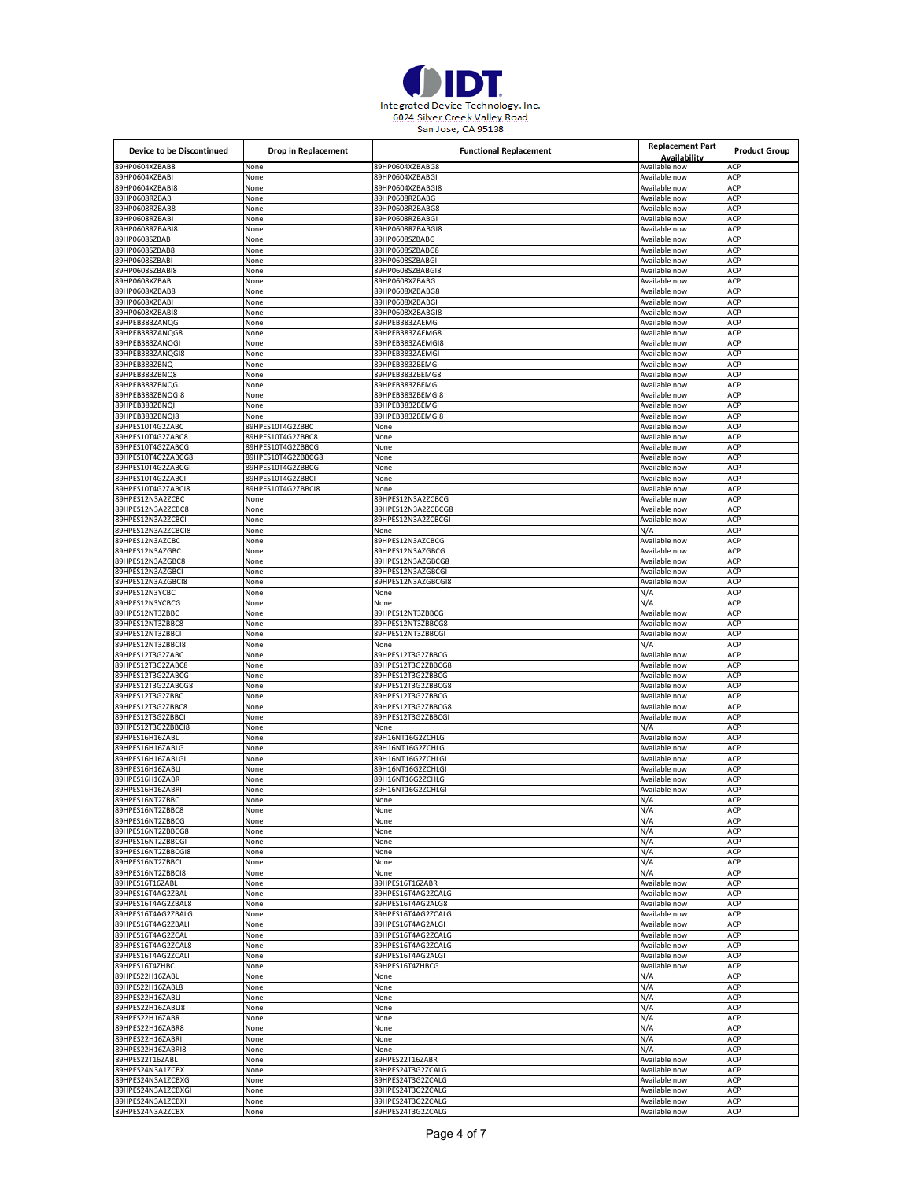Integrated Device Technology, Inc.
6024 Silver Creek Valley Road
San Jose, CA 95138

| Device to be Discontinued | Drop in Replacement | Functional Replacement | Replacement Part Availability | Product Group |
|---|---|---|---|---|
| 89HP0604XZBAB8 | None | 89HP0604XZBABG8 | Available now | ACP |
| 89HP0604XZBABI | None | 89HP0604XZBABGI | Available now | ACP |
| 89HP0604XZBABI8 | None | 89HP0604XZBABGI8 | Available now | ACP |
| 89HP0608RZBAB | None | 89HP0608RZBABG | Available now | ACP |
| 89HP0608RZBAB8 | None | 89HP0608RZBABG8 | Available now | ACP |
| 89HP0608RZBABI | None | 89HP0608RZBABGI | Available now | ACP |
| 89HP0608RZBABI8 | None | 89HP0608RZBABGI8 | Available now | ACP |
| 89HP0608SZBAB | None | 89HP0608SZBABG | Available now | ACP |
| 89HP0608SZBAB8 | None | 89HP0608SZBABG8 | Available now | ACP |
| 89HP0608SZBABI | None | 89HP0608SZBABGI | Available now | ACP |
| 89HP0608SZBABI8 | None | 89HP0608SZBABGI8 | Available now | ACP |
| 89HP0608XZBAB | None | 89HP0608XZBABG | Available now | ACP |
| 89HP0608XZBAB8 | None | 89HP0608XZBABG8 | Available now | ACP |
| 89HP0608XZBABI | None | 89HP0608XZBABGI | Available now | ACP |
| 89HP0608XZBABI8 | None | 89HP0608XZBABGI8 | Available now | ACP |
| 89HPEB383ZANQG | None | 89HPEB383ZAEMG | Available now | ACP |
| 89HPEB383ZANQG8 | None | 89HPEB383ZAEMG8 | Available now | ACP |
| 89HPEB383ZANQGI | None | 89HPEB383ZAEMGI8 | Available now | ACP |
| 89HPEB383ZANQGI8 | None | 89HPEB383ZAEMGI | Available now | ACP |
| 89HPEB383ZBNQ | None | 89HPEB383ZBEMG | Available now | ACP |
| 89HPEB383ZBNQ8 | None | 89HPEB383ZBEMG8 | Available now | ACP |
| 89HPEB383ZBNQGI | None | 89HPEB383ZBEMGI | Available now | ACP |
| 89HPEB383ZBNQGI8 | None | 89HPEB383ZBEMGI8 | Available now | ACP |
| 89HPEB383ZBNQI | None | 89HPEB383ZBEMGI | Available now | ACP |
| 89HPEB383ZBNQI8 | None | 89HPEB383ZBEMGI8 | Available now | ACP |
| 89HPES10T4G2ZABC | 89HPES10T4G2ZBBC | None | Available now | ACP |
| 89HPES10T4G2ZABC8 | 89HPES10T4G2ZBBC8 | None | Available now | ACP |
| 89HPES10T4G2ZABCG | 89HPES10T4G2ZBBCG | None | Available now | ACP |
| 89HPES10T4G2ZABCG8 | 89HPES10T4G2ZBBCG8 | None | Available now | ACP |
| 89HPES10T4G2ZABCGI | 89HPES10T4G2ZBBCGI | None | Available now | ACP |
| 89HPES10T4G2ZABCI | 89HPES10T4G2ZBBCI | None | Available now | ACP |
| 89HPES10T4G2ZABCI8 | 89HPES10T4G2ZBBCI8 | None | Available now | ACP |
| 89HPES12N3A2ZCBC | None | 89HPES12N3A2ZCBCG | Available now | ACP |
| 89HPES12N3A2ZCBC8 | None | 89HPES12N3A2ZCBCG8 | Available now | ACP |
| 89HPES12N3A2ZCBCI | None | 89HPES12N3A2ZCBCGI | Available now | ACP |
| 89HPES12N3A2ZCBCI8 | None | None | N/A | ACP |
| 89HPES12N3AZCBC | None | 89HPES12N3AZCBCG | Available now | ACP |
| 89HPES12N3AZGBC | None | 89HPES12N3AZGBCG | Available now | ACP |
| 89HPES12N3AZGBC8 | None | 89HPES12N3AZGBCG8 | Available now | ACP |
| 89HPES12N3AZGBCI | None | 89HPES12N3AZGBCGI | Available now | ACP |
| 89HPES12N3AZGBCI8 | None | 89HPES12N3AZGBCGI8 | Available now | ACP |
| 89HPES12N3YCBC | None | None | N/A | ACP |
| 89HPES12N3YCBCG | None | None | N/A | ACP |
| 89HPES12NT3ZBBC | None | 89HPES12NT3ZBBCG | Available now | ACP |
| 89HPES12NT3ZBBC8 | None | 89HPES12NT3ZBBCG8 | Available now | ACP |
| 89HPES12NT3ZBBCI | None | 89HPES12NT3ZBBCGI | Available now | ACP |
| 89HPES12NT3ZBBCI8 | None | None | N/A | ACP |
| 89HPES12T3G2ZABC | None | 89HPES12T3G2ZBBCG | Available now | ACP |
| 89HPES12T3G2ZABC8 | None | 89HPES12T3G2ZBBCG8 | Available now | ACP |
| 89HPES12T3G2ZABCG | None | 89HPES12T3G2ZBBCG | Available now | ACP |
| 89HPES12T3G2ZABCG8 | None | 89HPES12T3G2ZBBCG8 | Available now | ACP |
| 89HPES12T3G2ZBBC | None | 89HPES12T3G2ZBBCG | Available now | ACP |
| 89HPES12T3G2ZBBC8 | None | 89HPES12T3G2ZBBCG8 | Available now | ACP |
| 89HPES12T3G2ZBBCI | None | 89HPES12T3G2ZBBCGI | Available now | ACP |
| 89HPES12T3G2ZBBCI8 | None | None | N/A | ACP |
| 89HPES16H16ZABL | None | 89H16NT16G2ZCHLG | Available now | ACP |
| 89HPES16H16ZABLG | None | 89H16NT16G2ZCHLG | Available now | ACP |
| 89HPES16H16ZABLGI | None | 89H16NT16G2ZCHLGI | Available now | ACP |
| 89HPES16H16ZABLI | None | 89H16NT16G2ZCHLGI | Available now | ACP |
| 89HPES16H16ZABR | None | 89H16NT16G2ZCHLG | Available now | ACP |
| 89HPES16H16ZABRI | None | 89H16NT16G2ZCHLGI | Available now | ACP |
| 89HPES16NT2ZBBC | None | None | N/A | ACP |
| 89HPES16NT2ZBBC8 | None | None | N/A | ACP |
| 89HPES16NT2ZBBCG | None | None | N/A | ACP |
| 89HPES16NT2ZBBCG8 | None | None | N/A | ACP |
| 89HPES16NT2ZBBCGI | None | None | N/A | ACP |
| 89HPES16NT2ZBBCGI8 | None | None | N/A | ACP |
| 89HPES16NT2ZBBCI | None | None | N/A | ACP |
| 89HPES16NT2ZBBCI8 | None | None | N/A | ACP |
| 89HPES16T16ZABL | None | 89HPES16T16ZABR | Available now | ACP |
| 89HPES16T4AG2ZBAL | None | 89HPES16T4AG2ZCALG | Available now | ACP |
| 89HPES16T4AG2ZBAL8 | None | 89HPES16T4AG2ALG8 | Available now | ACP |
| 89HPES16T4AG2ZBALG | None | 89HPES16T4AG2ZCALG | Available now | ACP |
| 89HPES16T4AG2ZBALI | None | 89HPES16T4AG2ALGI | Available now | ACP |
| 89HPES16T4AG2ZCAL | None | 89HPES16T4AG2ZCALG | Available now | ACP |
| 89HPES16T4AG2ZCAL8 | None | 89HPES16T4AG2ZCALG | Available now | ACP |
| 89HPES16T4AG2ZCALI | None | 89HPES16T4AG2ALGI | Available now | ACP |
| 89HPES16T4ZHBC | None | 89HPES16T4ZHBCG | Available now | ACP |
| 89HPES22H16ZABL | None | None | N/A | ACP |
| 89HPES22H16ZABL8 | None | None | N/A | ACP |
| 89HPES22H16ZABLI | None | None | N/A | ACP |
| 89HPES22H16ZABLI8 | None | None | N/A | ACP |
| 89HPES22H16ZABR | None | None | N/A | ACP |
| 89HPES22H16ZABR8 | None | None | N/A | ACP |
| 89HPES22H16ZABRI | None | None | N/A | ACP |
| 89HPES22H16ZABRI8 | None | None | N/A | ACP |
| 89HPES22T16ZABL | None | 89HPES22T16ZABR | Available now | ACP |
| 89HPES24N3A1ZCBX | None | 89HPES24T3G2ZCALG | Available now | ACP |
| 89HPES24N3A1ZCBXG | None | 89HPES24T3G2ZCALG | Available now | ACP |
| 89HPES24N3A1ZCBXGI | None | 89HPES24T3G2ZCALG | Available now | ACP |
| 89HPES24N3A1ZCBXI | None | 89HPES24T3G2ZCALG | Available now | ACP |
| 89HPES24N3A2ZCBX | None | 89HPES24T3G2ZCALG | Available now | ACP |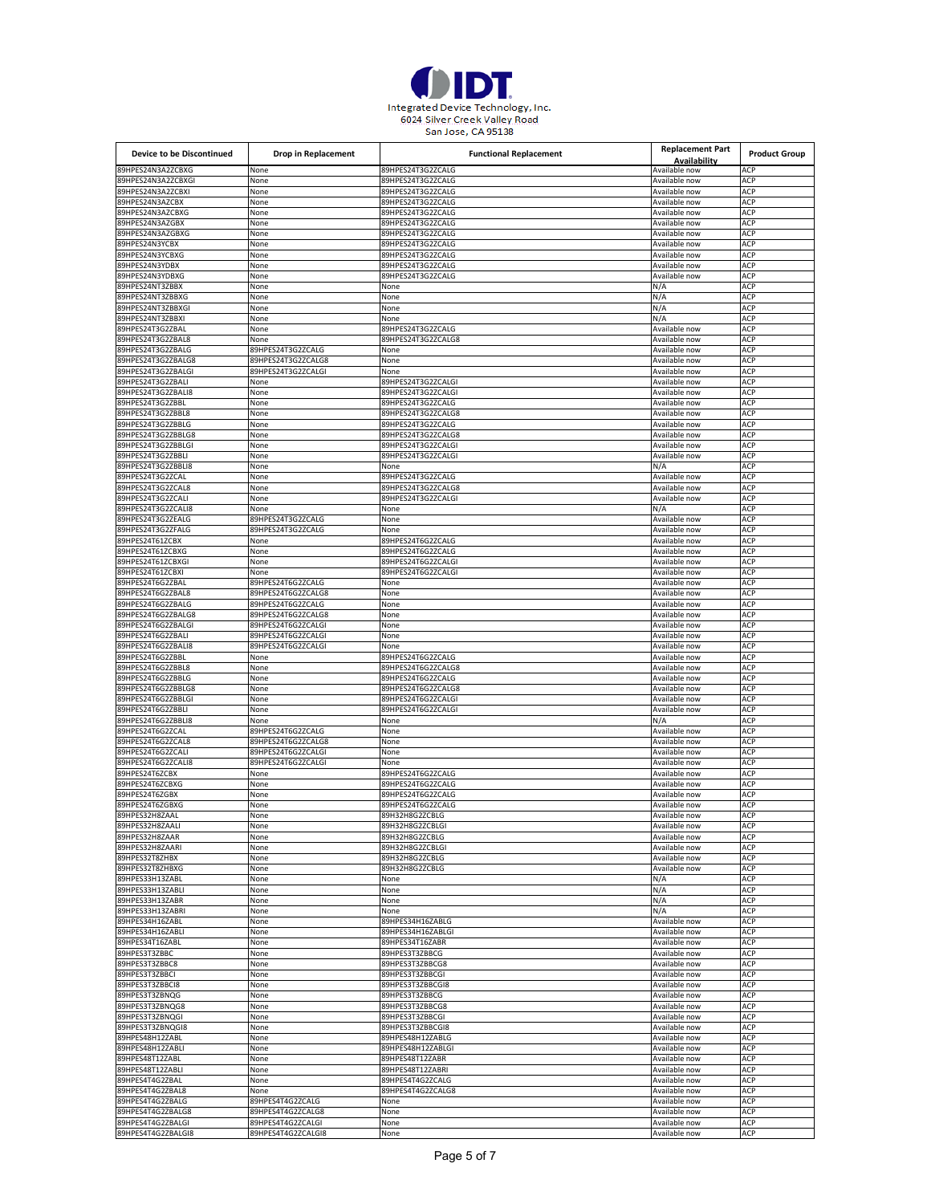IDT

Integrated Device Technology, Inc.
6024 Silver Creek Valley Road
San Jose, CA 95138

| Device to be Discontinued | Drop in Replacement | Functional Replacement | Replacement Part Availability | Product Group |
|---|---|---|---|---|
| 89HPES24N3A2ZCBXG | None | 89HPES24T3G2ZCALG | Available now | ACP |
| 89HPES24N3A2ZCBXGI | None | 89HPES24T3G2ZCALG | Available now | ACP |
| 89HPES24N3A2ZCBXI | None | 89HPES24T3G2ZCALG | Available now | ACP |
| 89HPES24N3AZCBX | None | 89HPES24T3G2ZCALG | Available now | ACP |
| 89HPES24N3AZCBXG | None | 89HPES24T3G2ZCALG | Available now | ACP |
| 89HPES24N3AZGBX | None | 89HPES24T3G2ZCALG | Available now | ACP |
| 89HPES24N3AZGBXG | None | 89HPES24T3G2ZCALG | Available now | ACP |
| 89HPES24N3YCBX | None | 89HPES24T3G2ZCALG | Available now | ACP |
| 89HPES24N3YCBXG | None | 89HPES24T3G2ZCALG | Available now | ACP |
| 89HPES24N3YDBX | None | 89HPES24T3G2ZCALG | Available now | ACP |
| 89HPES24N3YDBXG | None | 89HPES24T3G2ZCALG | Available now | ACP |
| 89HPES24NT3ZBBX | None | None | N/A | ACP |
| 89HPES24NT3ZBBXG | None | None | N/A | ACP |
| 89HPES24NT3ZBBXGI | None | None | N/A | ACP |
| 89HPES24NT3ZBBXI | None | None | N/A | ACP |
| 89HPES24T3G2ZBAL | None | 89HPES24T3G2ZCALG | Available now | ACP |
| 89HPES24T3G2ZBAL8 | None | 89HPES24T3G2ZCALG8 | Available now | ACP |
| 89HPES24T3G2ZBALG | 89HPES24T3G2ZCALG | None | Available now | ACP |
| 89HPES24T3G2ZBALG8 | 89HPES24T3G2ZCALG8 | None | Available now | ACP |
| 89HPES24T3G2ZBALGI | 89HPES24T3G2ZCALGI | None | Available now | ACP |
| 89HPES24T3G2ZBALI | None | 89HPES24T3G2ZCALGI | Available now | ACP |
| 89HPES24T3G2ZBALI8 | None | 89HPES24T3G2ZCALGI | Available now | ACP |
| 89HPES24T3G2ZBBL | None | 89HPES24T3G2ZCALG | Available now | ACP |
| 89HPES24T3G2ZBBL8 | None | 89HPES24T3G2ZCALG8 | Available now | ACP |
| 89HPES24T3G2ZBBLG | None | 89HPES24T3G2ZCALG | Available now | ACP |
| 89HPES24T3G2ZBBLG8 | None | 89HPES24T3G2ZCALG8 | Available now | ACP |
| 89HPES24T3G2ZBBLGI | None | 89HPES24T3G2ZCALGI | Available now | ACP |
| 89HPES24T3G2ZBBLI | None | 89HPES24T3G2ZCALGI | Available now | ACP |
| 89HPES24T3G2ZBBLI8 | None | None | N/A | ACP |
| 89HPES24T3G2ZCAL | None | 89HPES24T3G2ZCALG | Available now | ACP |
| 89HPES24T3G2ZCAL8 | None | 89HPES24T3G2ZCALG8 | Available now | ACP |
| 89HPES24T3G2ZCALI | None | 89HPES24T3G2ZCALGI | Available now | ACP |
| 89HPES24T3G2ZCALI8 | None | None | N/A | ACP |
| 89HPES24T3G2ZEALG | 89HPES24T3G2ZCALG | None | Available now | ACP |
| 89HPES24T3G2ZFALG | 89HPES24T3G2ZCALG | None | Available now | ACP |
| 89HPES24T61ZCBX | None | 89HPES24T6G2ZCALG | Available now | ACP |
| 89HPES24T61ZCBXG | None | 89HPES24T6G2ZCALG | Available now | ACP |
| 89HPES24T61ZCBXGI | None | 89HPES24T6G2ZCALGI | Available now | ACP |
| 89HPES24T61ZCBXI | None | 89HPES24T6G2ZCALGI | Available now | ACP |
| 89HPES24T6G2ZBAL | 89HPES24T6G2ZCALG | None | Available now | ACP |
| 89HPES24T6G2ZBAL8 | 89HPES24T6G2ZCALG8 | None | Available now | ACP |
| 89HPES24T6G2ZBALG | 89HPES24T6G2ZCALG | None | Available now | ACP |
| 89HPES24T6G2ZBALG8 | 89HPES24T6G2ZCALG8 | None | Available now | ACP |
| 89HPES24T6G2ZBALGI | 89HPES24T6G2ZCALGI | None | Available now | ACP |
| 89HPES24T6G2ZBALI | 89HPES24T6G2ZCALGI | None | Available now | ACP |
| 89HPES24T6G2ZBALI8 | 89HPES24T6G2ZCALGI | None | Available now | ACP |
| 89HPES24T6G2ZBBL | None | 89HPES24T6G2ZCALG | Available now | ACP |
| 89HPES24T6G2ZBBL8 | None | 89HPES24T6G2ZCALG8 | Available now | ACP |
| 89HPES24T6G2ZBBLG | None | 89HPES24T6G2ZCALG | Available now | ACP |
| 89HPES24T6G2ZBBLG8 | None | 89HPES24T6G2ZCALG8 | Available now | ACP |
| 89HPES24T6G2ZBBLGI | None | 89HPES24T6G2ZCALGI | Available now | ACP |
| 89HPES24T6G2ZBBLI | None | 89HPES24T6G2ZCALGI | Available now | ACP |
| 89HPES24T6G2ZBBLI8 | None | None | N/A | ACP |
| 89HPES24T6G2ZCAL | 89HPES24T6G2ZCALG | None | Available now | ACP |
| 89HPES24T6G2ZCAL8 | 89HPES24T6G2ZCALG8 | None | Available now | ACP |
| 89HPES24T6G2ZCALI | 89HPES24T6G2ZCALGI | None | Available now | ACP |
| 89HPES24T6G2ZCALI8 | 89HPES24T6G2ZCALGI | None | Available now | ACP |
| 89HPES24T6ZCBX | None | 89HPES24T6G2ZCALG | Available now | ACP |
| 89HPES24T6ZCBXG | None | 89HPES24T6G2ZCALG | Available now | ACP |
| 89HPES24T6ZGBX | None | 89HPES24T6G2ZCALG | Available now | ACP |
| 89HPES24T6ZGBXG | None | 89HPES24T6G2ZCALG | Available now | ACP |
| 89HPES32H8ZAAL | None | 89H32H8G2ZCBLG | Available now | ACP |
| 89HPES32H8ZAALI | None | 89H32H8G2ZCBLGI | Available now | ACP |
| 89HPES32H8ZAAR | None | 89H32H8G2ZCBLG | Available now | ACP |
| 89HPES32H8ZAARI | None | 89H32H8G2ZCBLGI | Available now | ACP |
| 89HPES32T8ZHBX | None | 89H32H8G2ZCBLG | Available now | ACP |
| 89HPES32T8ZHBXG | None | 89H32H8G2ZCBLG | Available now | ACP |
| 89HPES33H13ZABL | None | None | N/A | ACP |
| 89HPES33H13ZABLI | None | None | N/A | ACP |
| 89HPES33H13ZABR | None | None | N/A | ACP |
| 89HPES33H13ZABRI | None | None | N/A | ACP |
| 89HPES34H16ZABL | None | 89HPES34H16ZABLG | Available now | ACP |
| 89HPES34H16ZABLI | None | 89HPES34H16ZABLGI | Available now | ACP |
| 89HPES34T16ZABL | None | 89HPES34T16ZABR | Available now | ACP |
| 89HPES3T3ZBBC | None | 89HPES3T3ZBBCG | Available now | ACP |
| 89HPES3T3ZBBC8 | None | 89HPES3T3ZBBCG8 | Available now | ACP |
| 89HPES3T3ZBBCI | None | 89HPES3T3ZBBCGI | Available now | ACP |
| 89HPES3T3ZBBCI8 | None | 89HPES3T3ZBBCGI8 | Available now | ACP |
| 89HPES3T3ZBNQG | None | 89HPES3T3ZBBCG | Available now | ACP |
| 89HPES3T3ZBNQG8 | None | 89HPES3T3ZBBCG8 | Available now | ACP |
| 89HPES3T3ZBNQGI | None | 89HPES3T3ZBBCGI | Available now | ACP |
| 89HPES3T3ZBNQGI8 | None | 89HPES3T3ZBBCGI8 | Available now | ACP |
| 89HPES48H12ZABL | None | 89HPES48H12ZABLG | Available now | ACP |
| 89HPES48H12ZABLI | None | 89HPES48H12ZABLGI | Available now | ACP |
| 89HPES48T12ZABL | None | 89HPES48T12ZABR | Available now | ACP |
| 89HPES48T12ZABLI | None | 89HPES48T12ZABRI | Available now | ACP |
| 89HPES4T4G2ZBAL | None | 89HPES4T4G2ZCALG | Available now | ACP |
| 89HPES4T4G2ZBAL8 | None | 89HPES4T4G2ZCALG8 | Available now | ACP |
| 89HPES4T4G2ZBALG | 89HPES4T4G2ZCALG | None | Available now | ACP |
| 89HPES4T4G2ZBALG8 | 89HPES4T4G2ZCALG8 | None | Available now | ACP |
| 89HPES4T4G2ZBALGI | 89HPES4T4G2ZCALGI | None | Available now | ACP |
| 89HPES4T4G2ZBALGI8 | 89HPES4T4G2ZCALGI8 | None | Available now | ACP |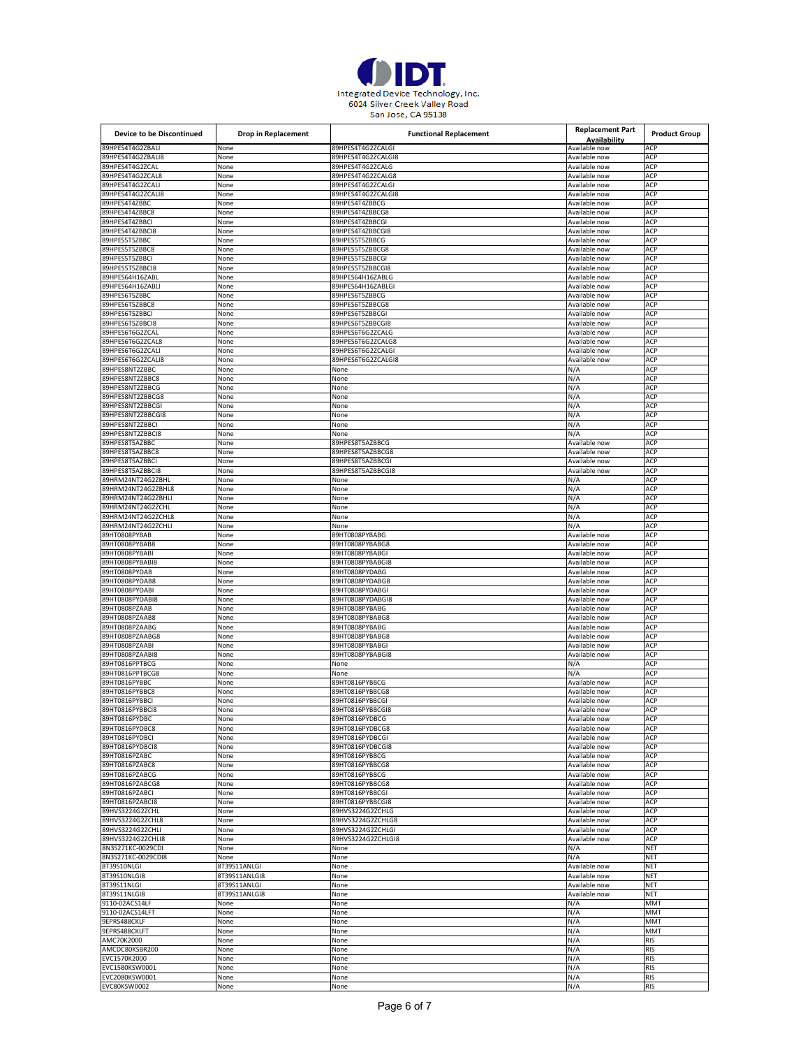Integrated Device Technology, Inc.
6024 Silver Creek Valley Road
San Jose, CA 95138

| Device to be Discontinued | Drop in Replacement | Functional Replacement | Replacement Part Availability | Product Group |
|---|---|---|---|---|
| 89HPES4T4G2ZBALI | None | 89HPES4T4G2ZCALGI | Available now | ACP |
| 89HPES4T4G2ZBALI8 | None | 89HPES4T4G2ZCALGI8 | Available now | ACP |
| 89HPES4T4G2ZCAL | None | 89HPES4T4G2ZCALG | Available now | ACP |
| 89HPES4T4G2ZCAL8 | None | 89HPES4T4G2ZCALG8 | Available now | ACP |
| 89HPES4T4G2ZCALI | None | 89HPES4T4G2ZCALGI | Available now | ACP |
| 89HPES4T4G2ZCALI8 | None | 89HPES4T4G2ZCALGI8 | Available now | ACP |
| 89HPES4T4ZBBC | None | 89HPES4T4ZBBCG | Available now | ACP |
| 89HPES4T4ZBBC8 | None | 89HPES4T4ZBBCG8 | Available now | ACP |
| 89HPES4T4ZBBCI | None | 89HPES4T4ZBBCGI | Available now | ACP |
| 89HPES4T4ZBBCI8 | None | 89HPES4T4ZBBCGI8 | Available now | ACP |
| 89HPES5T5ZBBC | None | 89HPES5T5ZBBCG | Available now | ACP |
| 89HPES5T5ZBBC8 | None | 89HPES5T5ZBBCG8 | Available now | ACP |
| 89HPES5T5ZBBCI | None | 89HPES5T5ZBBCGI | Available now | ACP |
| 89HPES5T5ZBBCI8 | None | 89HPES5T5ZBBCGI8 | Available now | ACP |
| 89HPES64H16ZABL | None | 89HPES64H16ZABLG | Available now | ACP |
| 89HPES64H16ZABLI | None | 89HPES64H16ZABLGI | Available now | ACP |
| 89HPES6T5ZBBC | None | 89HPES6T5ZBBCG | Available now | ACP |
| 89HPES6T5ZBBC8 | None | 89HPES6T5ZBBCG8 | Available now | ACP |
| 89HPES6T5ZBBCI | None | 89HPES6T5ZBBCGI | Available now | ACP |
| 89HPES6T5ZBBCI8 | None | 89HPES6T5ZBBCGI8 | Available now | ACP |
| 89HPES6T6G2ZCAL | None | 89HPES6T6G2ZCALG | Available now | ACP |
| 89HPES6T6G2ZCAL8 | None | 89HPES6T6G2ZCALG8 | Available now | ACP |
| 89HPES6T6G2ZCALI | None | 89HPES6T6G2ZCALGI | Available now | ACP |
| 89HPES6T6G2ZCALI8 | None | 89HPES6T6G2ZCALGI8 | Available now | ACP |
| 89HPES8NT2ZBBC | None | None | N/A | ACP |
| 89HPES8NT2ZBBC8 | None | None | N/A | ACP |
| 89HPES8NT2ZBBCG | None | None | N/A | ACP |
| 89HPES8NT2ZBBCG8 | None | None | N/A | ACP |
| 89HPES8NT2ZBBCGI | None | None | N/A | ACP |
| 89HPES8NT2ZBBCGI8 | None | None | N/A | ACP |
| 89HPES8NT2ZBBCI | None | None | N/A | ACP |
| 89HPES8NT2ZBBCI8 | None | None | N/A | ACP |
| 89HPES8T5AZBBC | None | 89HPES8T5AZBBCG | Available now | ACP |
| 89HPES8T5AZBBC8 | None | 89HPES8T5AZBBCG8 | Available now | ACP |
| 89HPES8T5AZBBCI | None | 89HPES8T5AZBBCGI | Available now | ACP |
| 89HPES8T5AZBBCI8 | None | 89HPES8T5AZBBCGI8 | Available now | ACP |
| 89HRM24NT24G2ZBHL | None | None | N/A | ACP |
| 89HRM24NT24G2ZBHL8 | None | None | N/A | ACP |
| 89HRM24NT24G2ZBHLI | None | None | N/A | ACP |
| 89HRM24NT24G2ZCHL | None | None | N/A | ACP |
| 89HRM24NT24G2ZCHL8 | None | None | N/A | ACP |
| 89HRM24NT24G2ZCHLI | None | None | N/A | ACP |
| 89HT0808PYBAB | None | 89HT0808PYBABG | Available now | ACP |
| 89HT0808PYBAB8 | None | 89HT0808PYBABG8 | Available now | ACP |
| 89HT0808PYBABI | None | 89HT0808PYBABGI | Available now | ACP |
| 89HT0808PYBABI8 | None | 89HT0808PYBABGI8 | Available now | ACP |
| 89HT0808PYDAB | None | 89HT0808PYDABG | Available now | ACP |
| 89HT0808PYDAB8 | None | 89HT0808PYDABG8 | Available now | ACP |
| 89HT0808PYDABI | None | 89HT0808PYDABGI | Available now | ACP |
| 89HT0808PYDABI8 | None | 89HT0808PYDABGI8 | Available now | ACP |
| 89HT0808PZAAB | None | 89HT0808PYBABG | Available now | ACP |
| 89HT0808PZAAB8 | None | 89HT0808PYBABG8 | Available now | ACP |
| 89HT0808PZAABG | None | 89HT0808PYBABG | Available now | ACP |
| 89HT0808PZAABG8 | None | 89HT0808PYBABG8 | Available now | ACP |
| 89HT0808PZAABI | None | 89HT0808PYBABGI | Available now | ACP |
| 89HT0808PZAABI8 | None | 89HT0808PYBABGI8 | Available now | ACP |
| 89HT0816PPTBCG | None | None | N/A | ACP |
| 89HT0816PPTBCG8 | None | None | N/A | ACP |
| 89HT0816PYBBC | None | 89HT0816PYBBCG | Available now | ACP |
| 89HT0816PYBBC8 | None | 89HT0816PYBBCG8 | Available now | ACP |
| 89HT0816PYBBCI | None | 89HT0816PYBBCGI | Available now | ACP |
| 89HT0816PYBBCI8 | None | 89HT0816PYBBCGI8 | Available now | ACP |
| 89HT0816PYDBC | None | 89HT0816PYDBCG | Available now | ACP |
| 89HT0816PYDBC8 | None | 89HT0816PYDBCG8 | Available now | ACP |
| 89HT0816PYDBCI | None | 89HT0816PYDBCGI | Available now | ACP |
| 89HT0816PYDBCI8 | None | 89HT0816PYDBCGI8 | Available now | ACP |
| 89HT0816PZABC | None | 89HT0816PYBBCG | Available now | ACP |
| 89HT0816PZABC8 | None | 89HT0816PYBBCG8 | Available now | ACP |
| 89HT0816PZABCG | None | 89HT0816PYBBCG | Available now | ACP |
| 89HT0816PZABCG8 | None | 89HT0816PYBBCG8 | Available now | ACP |
| 89HT0816PZABCI | None | 89HT0816PYBBCGI | Available now | ACP |
| 89HT0816PZABCI8 | None | 89HT0816PYBBCGI8 | Available now | ACP |
| 89HVS3224G2ZCHL | None | 89HVS3224G2ZCHLG | Available now | ACP |
| 89HVS3224G2ZCHL8 | None | 89HVS3224G2ZCHLG8 | Available now | ACP |
| 89HVS3224G2ZCHLI | None | 89HVS3224G2ZCHLGI | Available now | ACP |
| 89HVS3224G2ZCHLI8 | None | 89HVS3224G2ZCHLGI8 | Available now | ACP |
| 8N3S271KC-0029CDI | None | None | N/A | NET |
| 8N3S271KC-0029CDI8 | None | None | N/A | NET |
| 8T39S10NLGI | 8T39S11ANLGI | None | Available now | NET |
| 8T39S10NLGI8 | 8T39S11ANLGI8 | None | Available now | NET |
| 8T39S11NLGI | 8T39S11ANLGI | None | Available now | NET |
| 8T39S11NLGI8 | 8T39S11ANLGI8 | None | Available now | NET |
| 9110-02ACS14LF | None | None | N/A | MMT |
| 9110-02ACS14LFT | None | None | N/A | MMT |
| 9EPRS488CKLF | None | None | N/A | MMT |
| 9EPRS488CKLFT | None | None | N/A | MMT |
| AMC70K2000 | None | None | N/A | RIS |
| AMCDC80KSBR200 | None | None | N/A | RIS |
| EVC1570K2000 | None | None | N/A | RIS |
| EVC1580KSW0001 | None | None | N/A | RIS |
| EVC2080KSW0001 | None | None | N/A | RIS |
| EVC80KSW0002 | None | None | N/A | RIS |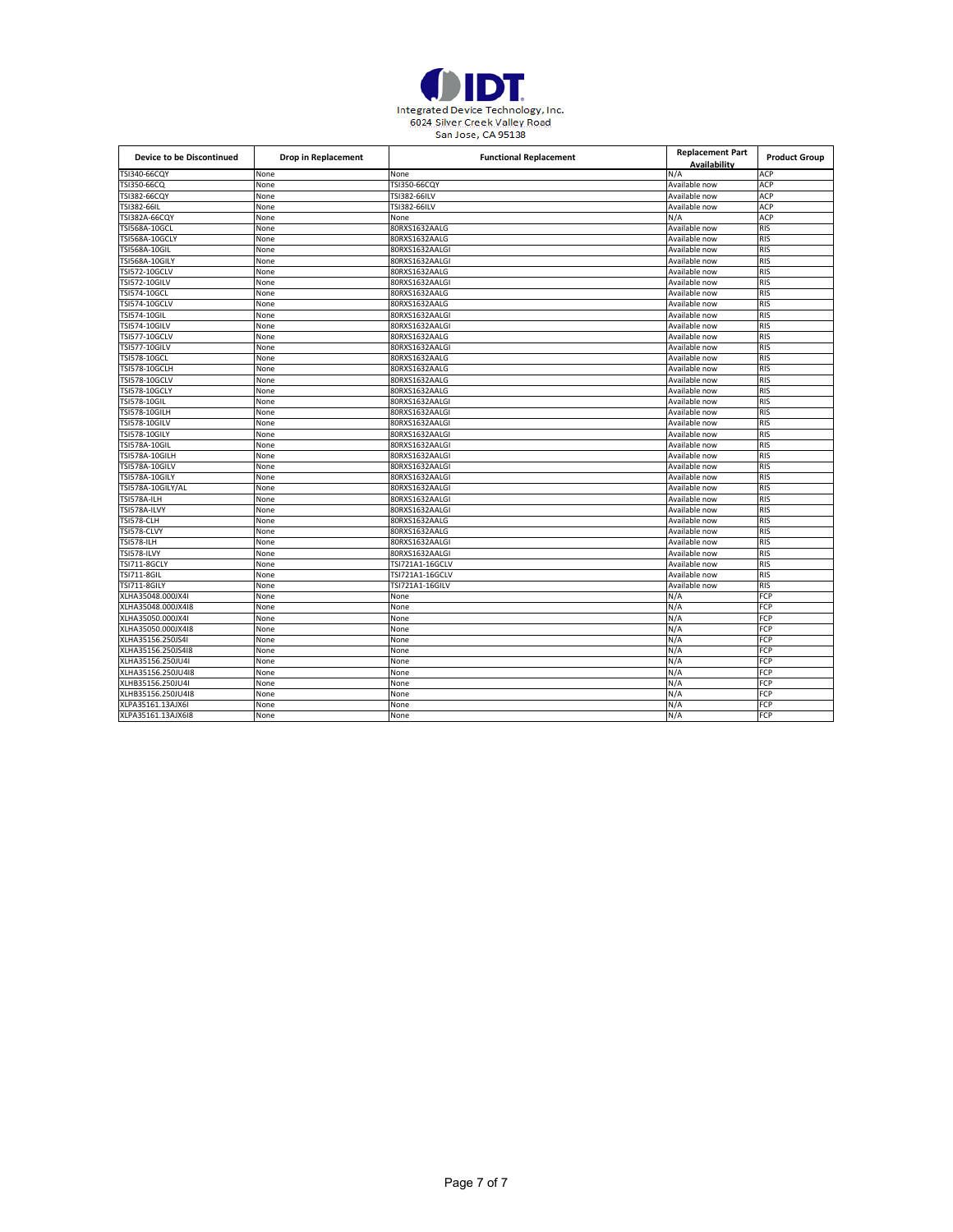Integrated Device Technology, Inc.
6024 Silver Creek Valley Road
San Jose, CA 95138

| Device to be Discontinued | Drop in Replacement | Functional Replacement | Replacement Part Availability | Product Group |
|---|---|---|---|---|
| TSI340-66CQY | None | None | N/A | ACP |
| TSI350-66CQ | None | TSI350-66CQY | Available now | ACP |
| TSI382-66CQY | None | TSI382-66ILV | Available now | ACP |
| TSI382-66IL | None | TSI382-66ILV | Available now | ACP |
| TSI382A-66CQY | None | None | N/A | ACP |
| TSI568A-10GCL | None | 80RXS1632AALG | Available now | RIS |
| TSI568A-10GCLY | None | 80RXS1632AALG | Available now | RIS |
| TSI568A-10GIL | None | 80RXS1632AALGI | Available now | RIS |
| TSI568A-10GILY | None | 80RXS1632AALGI | Available now | RIS |
| TSI572-10GCLV | None | 80RXS1632AALG | Available now | RIS |
| TSI572-10GILV | None | 80RXS1632AALGI | Available now | RIS |
| TSI574-10GCL | None | 80RXS1632AALG | Available now | RIS |
| TSI574-10GCLV | None | 80RXS1632AALG | Available now | RIS |
| TSI574-10GIL | None | 80RXS1632AALGI | Available now | RIS |
| TSI574-10GILV | None | 80RXS1632AALGI | Available now | RIS |
| TSI577-10GCLV | None | 80RXS1632AALG | Available now | RIS |
| TSI577-10GILV | None | 80RXS1632AALGI | Available now | RIS |
| TSI578-10GCL | None | 80RXS1632AALG | Available now | RIS |
| TSI578-10GCLH | None | 80RXS1632AALG | Available now | RIS |
| TSI578-10GCLV | None | 80RXS1632AALG | Available now | RIS |
| TSI578-10GCLY | None | 80RXS1632AALG | Available now | RIS |
| TSI578-10GIL | None | 80RXS1632AALGI | Available now | RIS |
| TSI578-10GILH | None | 80RXS1632AALGI | Available now | RIS |
| TSI578-10GILV | None | 80RXS1632AALGI | Available now | RIS |
| TSI578-10GILY | None | 80RXS1632AALGI | Available now | RIS |
| TSI578A-10GIL | None | 80RXS1632AALGI | Available now | RIS |
| TSI578A-10GILH | None | 80RXS1632AALGI | Available now | RIS |
| TSI578A-10GILV | None | 80RXS1632AALGI | Available now | RIS |
| TSI578A-10GILY | None | 80RXS1632AALGI | Available now | RIS |
| TSI578A-10GILY/AL | None | 80RXS1632AALGI | Available now | RIS |
| TSI578A-ILH | None | 80RXS1632AALGI | Available now | RIS |
| TSI578A-ILVY | None | 80RXS1632AALGI | Available now | RIS |
| TSI578-CLH | None | 80RXS1632AALG | Available now | RIS |
| TSI578-CLVY | None | 80RXS1632AALG | Available now | RIS |
| TSI578-ILH | None | 80RXS1632AALGI | Available now | RIS |
| TSI578-ILVY | None | 80RXS1632AALGI | Available now | RIS |
| TSI711-8GCLY | None | TSI721A1-16GCLV | Available now | RIS |
| TSI711-8GIL | None | TSI721A1-16GCLV | Available now | RIS |
| TSI711-8GILY | None | TSI721A1-16GILV | Available now | RIS |
| XLHA35048.000JX4I | None | None | N/A | FCP |
| XLHA35048.000JX4I8 | None | None | N/A | FCP |
| XLHA35050.000JX4I | None | None | N/A | FCP |
| XLHA35050.000JX4I8 | None | None | N/A | FCP |
| XLHA35156.250JS4I | None | None | N/A | FCP |
| XLHA35156.250JS4I8 | None | None | N/A | FCP |
| XLHA35156.250JU4I | None | None | N/A | FCP |
| XLHA35156.250JU4I8 | None | None | N/A | FCP |
| XLHB35156.250JU4I | None | None | N/A | FCP |
| XLHB35156.250JU4I8 | None | None | N/A | FCP |
| XLPA35161.13AJX6I | None | None | N/A | FCP |
| XLPA35161.13AJX6I8 | None | None | N/A | FCP |